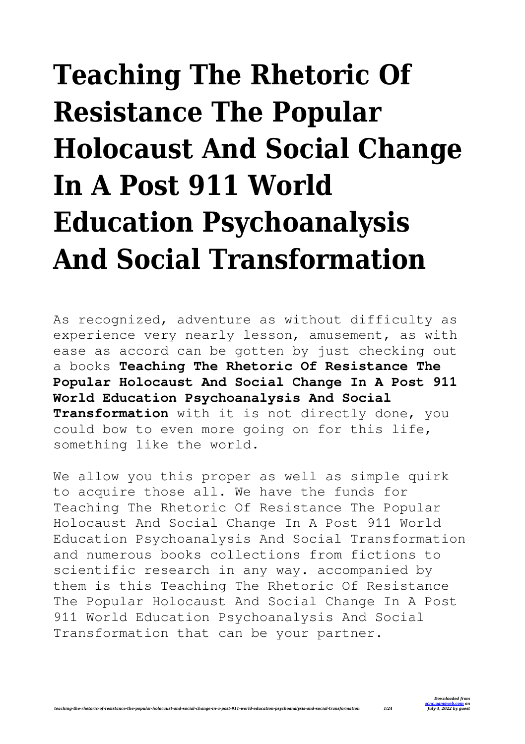# Teaching The Rhetoric Of Resistance The Popular Holocaust And Social Change In A Post 911 World Education Psychoanalysis And Social Transformation

As recognized, adventure as without difficulty as experience very nearly lesson, amusement, as with ease as accord can be gotten by just checking out a books **Teaching The Rhetoric Of Resistance The Popular Holocaust And Social Change In A Post 911 World Education Psychoanalysis And Social Transformation** with it is not directly done, you could bow to even more going on for this life, something like the world.

We allow you this proper as well as simple quirk to acquire those all. We have the funds for Teaching The Rhetoric Of Resistance The Popular Holocaust And Social Change In A Post 911 World Education Psychoanalysis And Social Transformation and numerous books collections from fictions to scientific research in any way. accompanied by them is this Teaching The Rhetoric Of Resistance The Popular Holocaust And Social Change In A Post 911 World Education Psychoanalysis And Social Transformation that can be your partner.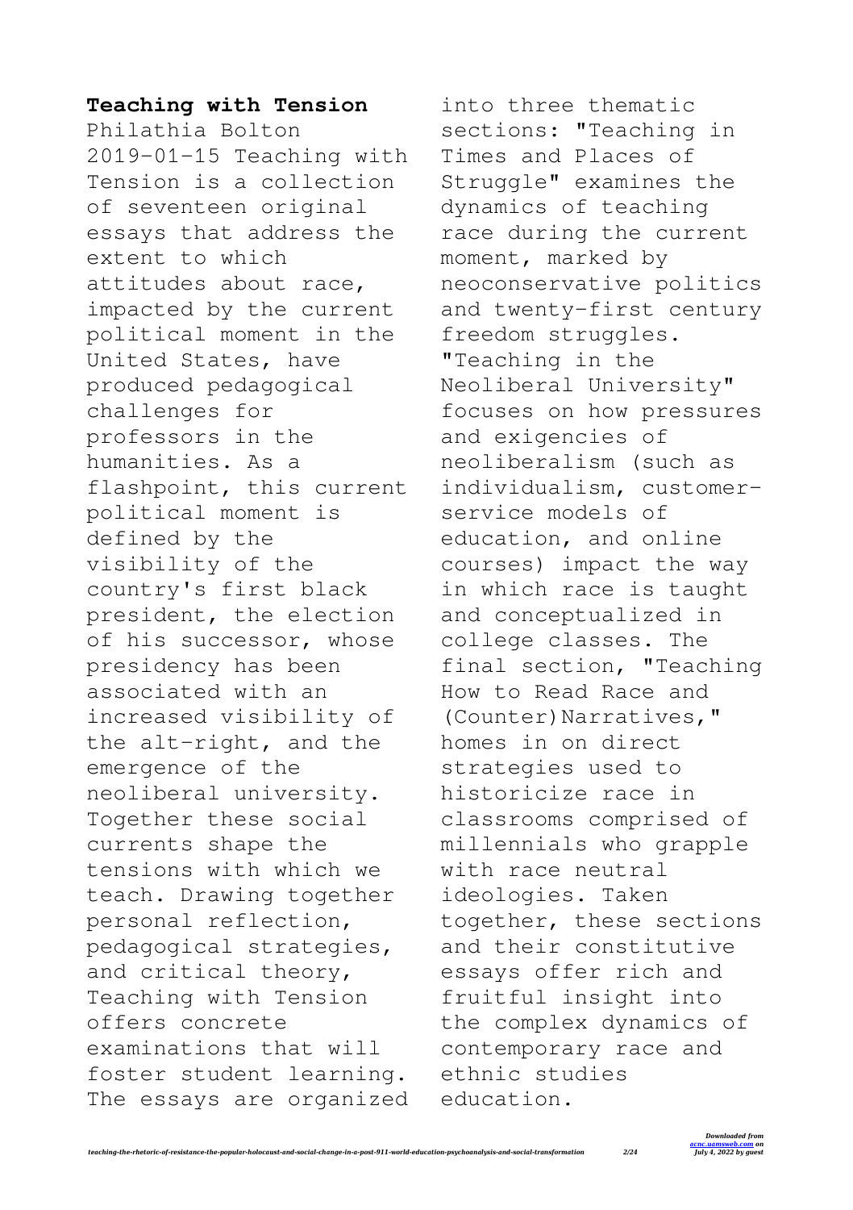**Teaching with Tension**

Philathia Bolton 2019-01-15 Teaching with Tension is a collection of seventeen original essays that address the extent to which attitudes about race, impacted by the current political moment in the United States, have produced pedagogical challenges for professors in the humanities. As a flashpoint, this current political moment is defined by the visibility of the country's first black president, the election of his successor, whose presidency has been associated with an increased visibility of the alt-right, and the emergence of the neoliberal university. Together these social currents shape the tensions with which we teach. Drawing together personal reflection, pedagogical strategies, and critical theory, Teaching with Tension offers concrete examinations that will foster student learning. The essays are organized into three thematic sections: "Teaching in Times and Places of Struggle" examines the dynamics of teaching race during the current moment, marked by neoconservative politics and twenty-first century freedom struggles. "Teaching in the Neoliberal University" focuses on how pressures and exigencies of neoliberalism (such as individualism, customer-service models of education, and online courses) impact the way in which race is taught and conceptualized in college classes. The final section, "Teaching How to Read Race and (Counter)Narratives," homes in on direct strategies used to historicize race in classrooms comprised of millennials who grapple with race neutral ideologies. Taken together, these sections and their constitutive essays offer rich and fruitful insight into the complex dynamics of contemporary race and ethnic studies education.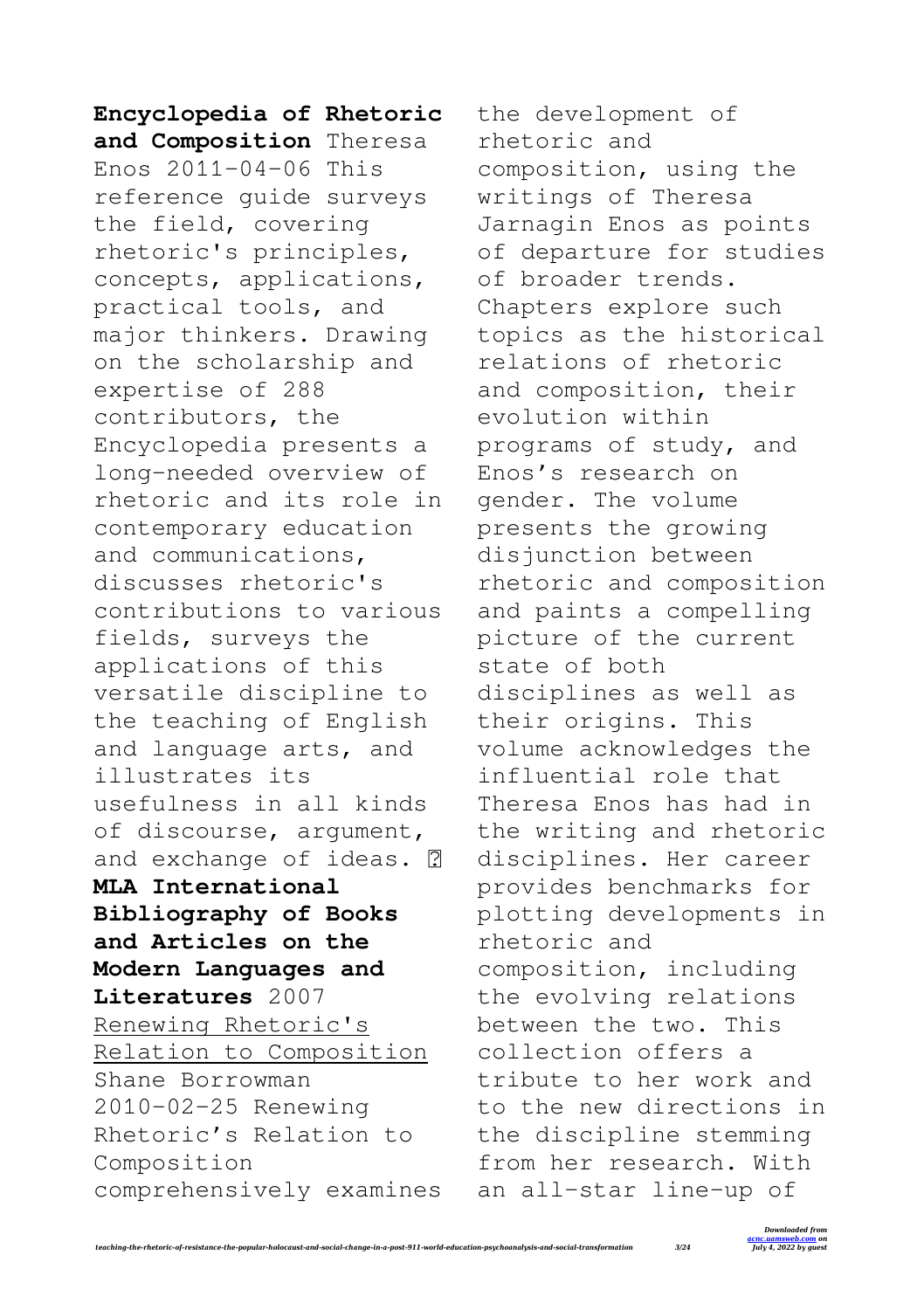**Encyclopedia of Rhetoric and Composition** Theresa Enos 2011-04-06 This reference guide surveys the field, covering rhetoric's principles, concepts, applications, practical tools, and major thinkers. Drawing on the scholarship and expertise of 288 contributors, the Encyclopedia presents a long-needed overview of rhetoric and its role in contemporary education and communications, discusses rhetoric's contributions to various fields, surveys the applications of this versatile discipline to the teaching of English and language arts, and illustrates its usefulness in all kinds of discourse, argument, and exchange of ideas. �

**MLA International Bibliography of Books and Articles on the Modern Languages and Literatures** 2007

Renewing Rhetoric's Relation to Composition Shane Borrowman 2010-02-25 Renewing Rhetoric's Relation to Composition comprehensively examines the development of rhetoric and composition, using the writings of Theresa Jarnagin Enos as points of departure for studies of broader trends. Chapters explore such topics as the historical relations of rhetoric and composition, their evolution within programs of study, and Enos's research on gender. The volume presents the growing disjunction between rhetoric and composition and paints a compelling picture of the current state of both disciplines as well as their origins. This volume acknowledges the influential role that Theresa Enos has had in the writing and rhetoric disciplines. Her career provides benchmarks for plotting developments in rhetoric and composition, including the evolving relations between the two. This collection offers a tribute to her work and to the new directions in the discipline stemming from her research. With an all-star line-up of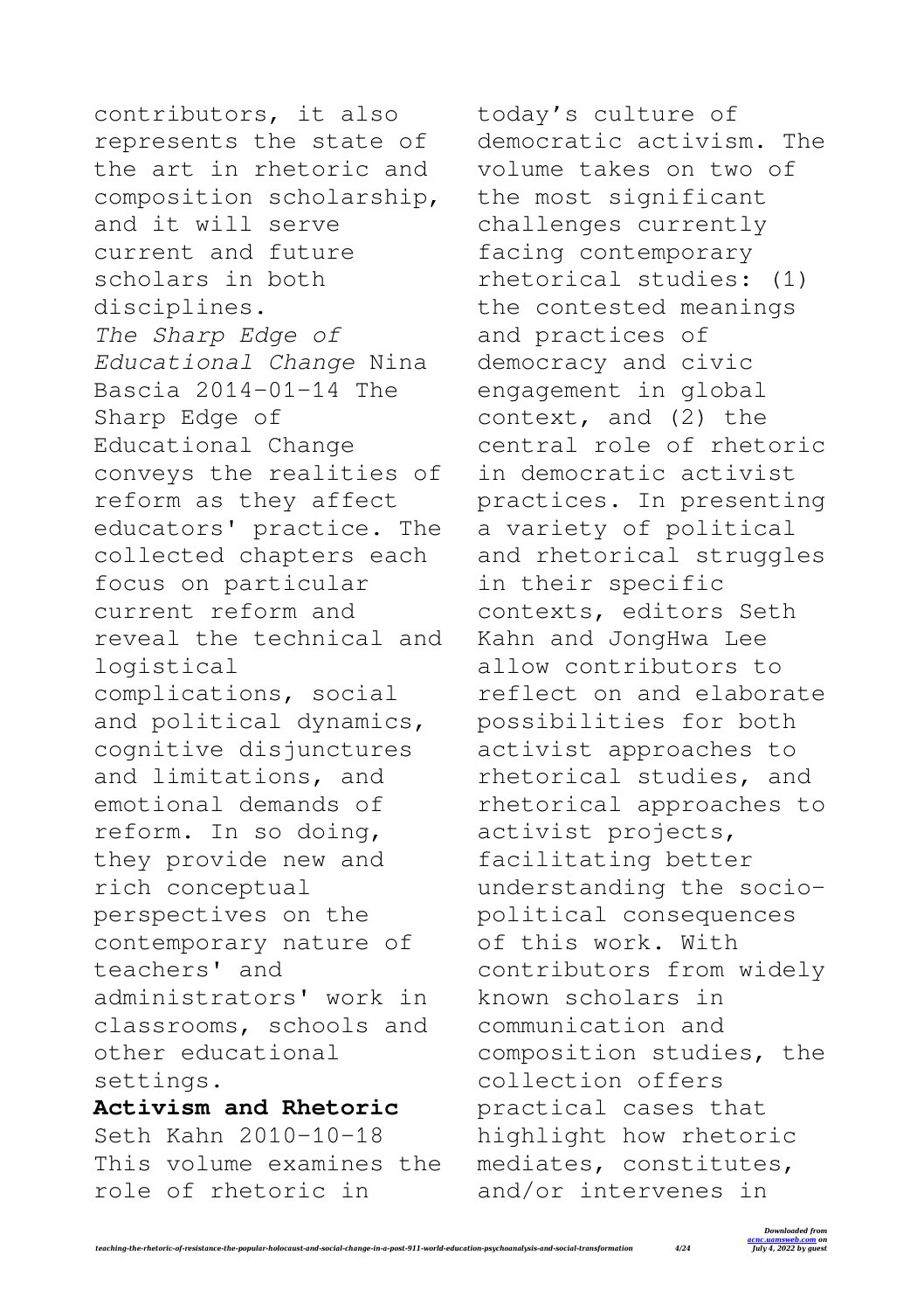contributors, it also represents the state of the art in rhetoric and composition scholarship, and it will serve current and future scholars in both disciplines.

*The Sharp Edge of Educational Change* Nina Bascia 2014-01-14 The Sharp Edge of Educational Change conveys the realities of reform as they affect educators' practice. The collected chapters each focus on particular current reform and reveal the technical and logistical complications, social and political dynamics, cognitive disjunctures and limitations, and emotional demands of reform. In so doing, they provide new and rich conceptual perspectives on the contemporary nature of teachers' and administrators' work in classrooms, schools and other educational settings.

**Activism and Rhetoric** Seth Kahn 2010-10-18 This volume examines the role of rhetoric in today's culture of democratic activism. The volume takes on two of the most significant challenges currently facing contemporary rhetorical studies: (1) the contested meanings and practices of democracy and civic engagement in global context, and (2) the central role of rhetoric in democratic activist practices. In presenting a variety of political and rhetorical struggles in their specific contexts, editors Seth Kahn and JongHwa Lee allow contributors to reflect on and elaborate possibilities for both activist approaches to rhetorical studies, and rhetorical approaches to activist projects, facilitating better understanding the socio-political consequences of this work. With contributors from widely known scholars in communication and composition studies, the collection offers practical cases that highlight how rhetoric mediates, constitutes, and/or intervenes in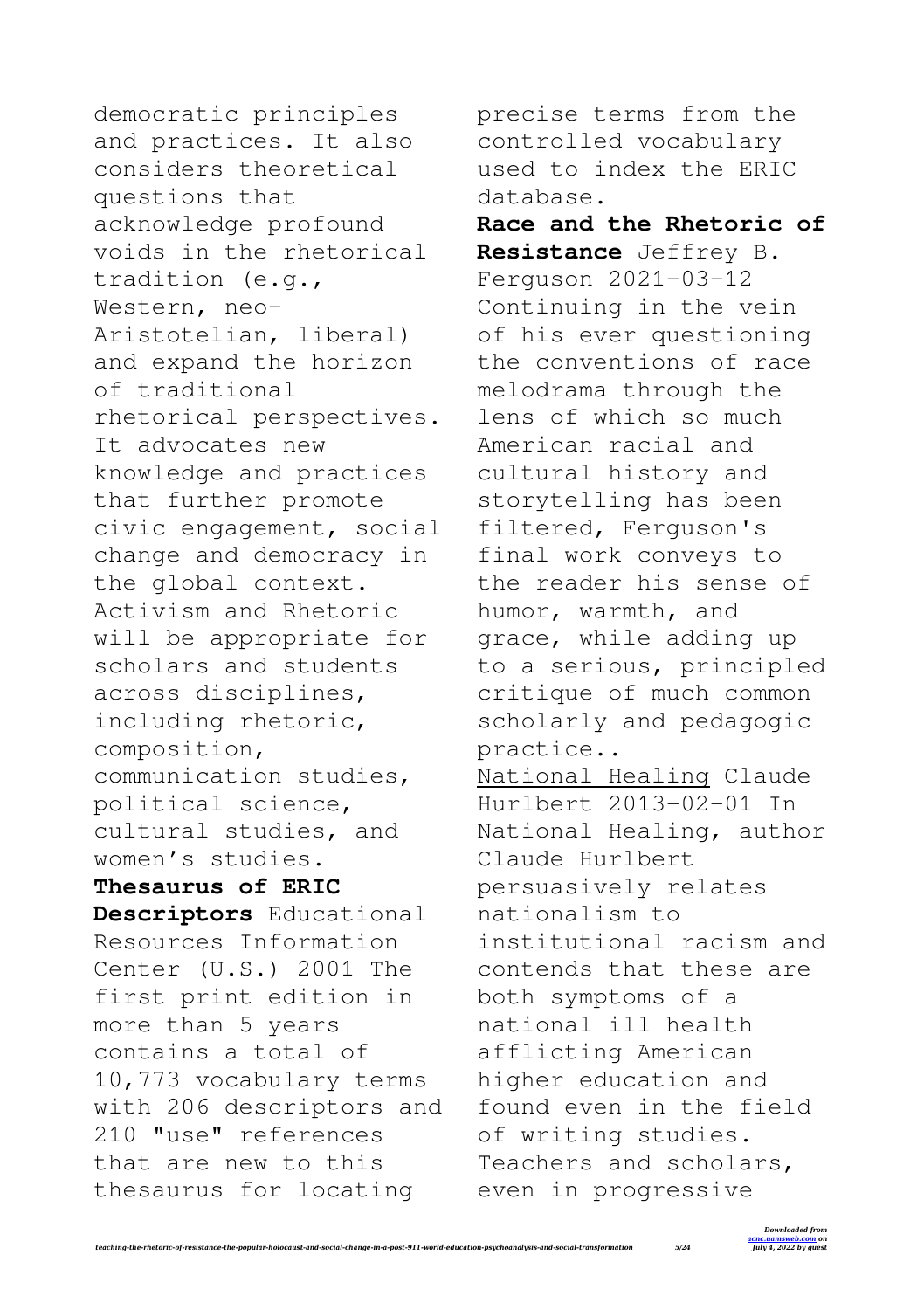democratic principles and practices. It also considers theoretical questions that acknowledge profound voids in the rhetorical tradition (e.g., Western, neo-Aristotelian, liberal) and expand the horizon of traditional rhetorical perspectives. It advocates new knowledge and practices that further promote civic engagement, social change and democracy in the global context. Activism and Rhetoric will be appropriate for scholars and students across disciplines, including rhetoric, composition, communication studies, political science, cultural studies, and women's studies.

**Thesaurus of ERIC Descriptors** Educational Resources Information Center (U.S.) 2001 The first print edition in more than 5 years contains a total of 10,773 vocabulary terms with 206 descriptors and 210 "use" references that are new to this thesaurus for locating precise terms from the controlled vocabulary used to index the ERIC database.

**Race and the Rhetoric of Resistance** Jeffrey B. Ferguson 2021-03-12 Continuing in the vein of his ever questioning the conventions of race melodrama through the lens of which so much American racial and cultural history and storytelling has been filtered, Ferguson's final work conveys to the reader his sense of humor, warmth, and grace, while adding up to a serious, principled critique of much common scholarly and pedagogic practice..

National Healing Claude Hurlbert 2013-02-01 In National Healing, author Claude Hurlbert persuasively relates nationalism to institutional racism and contends that these are both symptoms of a national ill health afflicting American higher education and found even in the field of writing studies. Teachers and scholars, even in progressive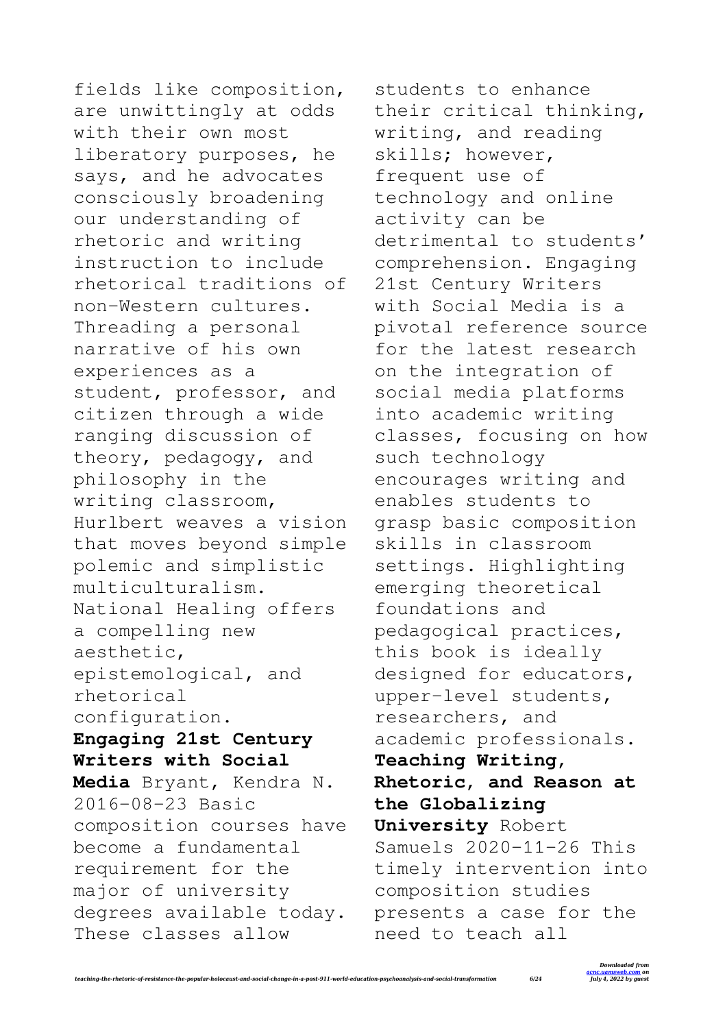fields like composition, are unwittingly at odds with their own most liberatory purposes, he says, and he advocates consciously broadening our understanding of rhetoric and writing instruction to include rhetorical traditions of non-Western cultures. Threading a personal narrative of his own experiences as a student, professor, and citizen through a wide ranging discussion of theory, pedagogy, and philosophy in the writing classroom, Hurlbert weaves a vision that moves beyond simple polemic and simplistic multiculturalism. National Healing offers a compelling new aesthetic, epistemological, and rhetorical configuration.

**Engaging 21st Century Writers with Social Media** Bryant, Kendra N. 2016-08-23 Basic composition courses have become a fundamental requirement for the major of university degrees available today. These classes allow students to enhance their critical thinking, writing, and reading skills; however, frequent use of technology and online activity can be detrimental to students' comprehension. Engaging 21st Century Writers with Social Media is a pivotal reference source for the latest research on the integration of social media platforms into academic writing classes, focusing on how such technology encourages writing and enables students to grasp basic composition skills in classroom settings. Highlighting emerging theoretical foundations and pedagogical practices, this book is ideally designed for educators, upper-level students, researchers, and academic professionals.

**Teaching Writing, Rhetoric, and Reason at the Globalizing University** Robert Samuels 2020-11-26 This timely intervention into composition studies presents a case for the need to teach all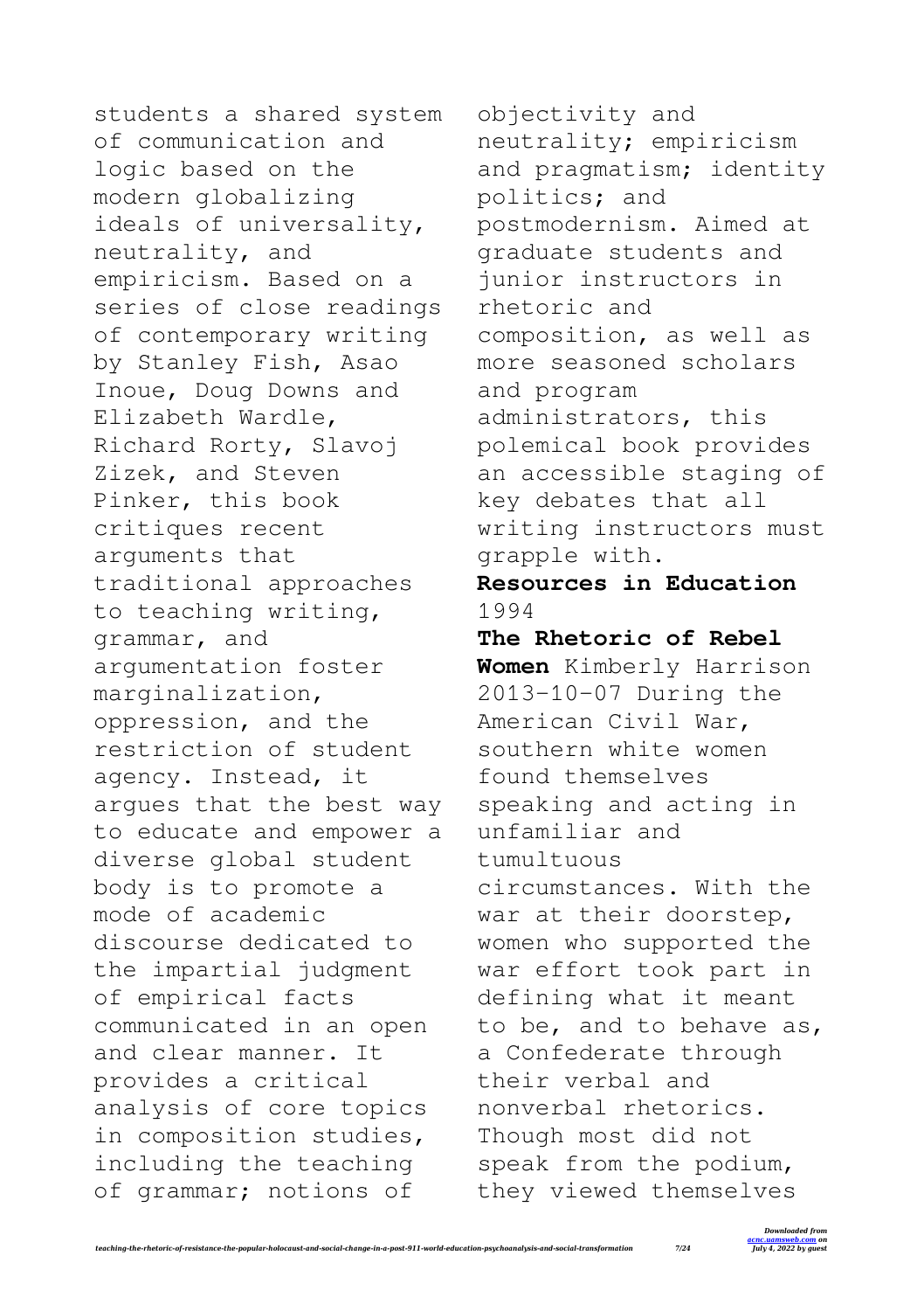students a shared system of communication and logic based on the modern globalizing ideals of universality, neutrality, and empiricism. Based on a series of close readings of contemporary writing by Stanley Fish, Asao Inoue, Doug Downs and Elizabeth Wardle, Richard Rorty, Slavoj Zizek, and Steven Pinker, this book critiques recent arguments that traditional approaches to teaching writing, grammar, and argumentation foster marginalization, oppression, and the restriction of student agency. Instead, it argues that the best way to educate and empower a diverse global student body is to promote a mode of academic discourse dedicated to the impartial judgment of empirical facts communicated in an open and clear manner. It provides a critical analysis of core topics in composition studies, including the teaching of grammar; notions of objectivity and neutrality; empiricism and pragmatism; identity politics; and postmodernism. Aimed at graduate students and junior instructors in rhetoric and composition, as well as more seasoned scholars and program administrators, this polemical book provides an accessible staging of key debates that all writing instructors must grapple with.

**Resources in Education** 1994

**The Rhetoric of Rebel Women** Kimberly Harrison 2013-10-07 During the American Civil War, southern white women found themselves speaking and acting in unfamiliar and tumultuous circumstances. With the war at their doorstep, women who supported the war effort took part in defining what it meant to be, and to behave as, a Confederate through their verbal and nonverbal rhetorics. Though most did not speak from the podium, they viewed themselves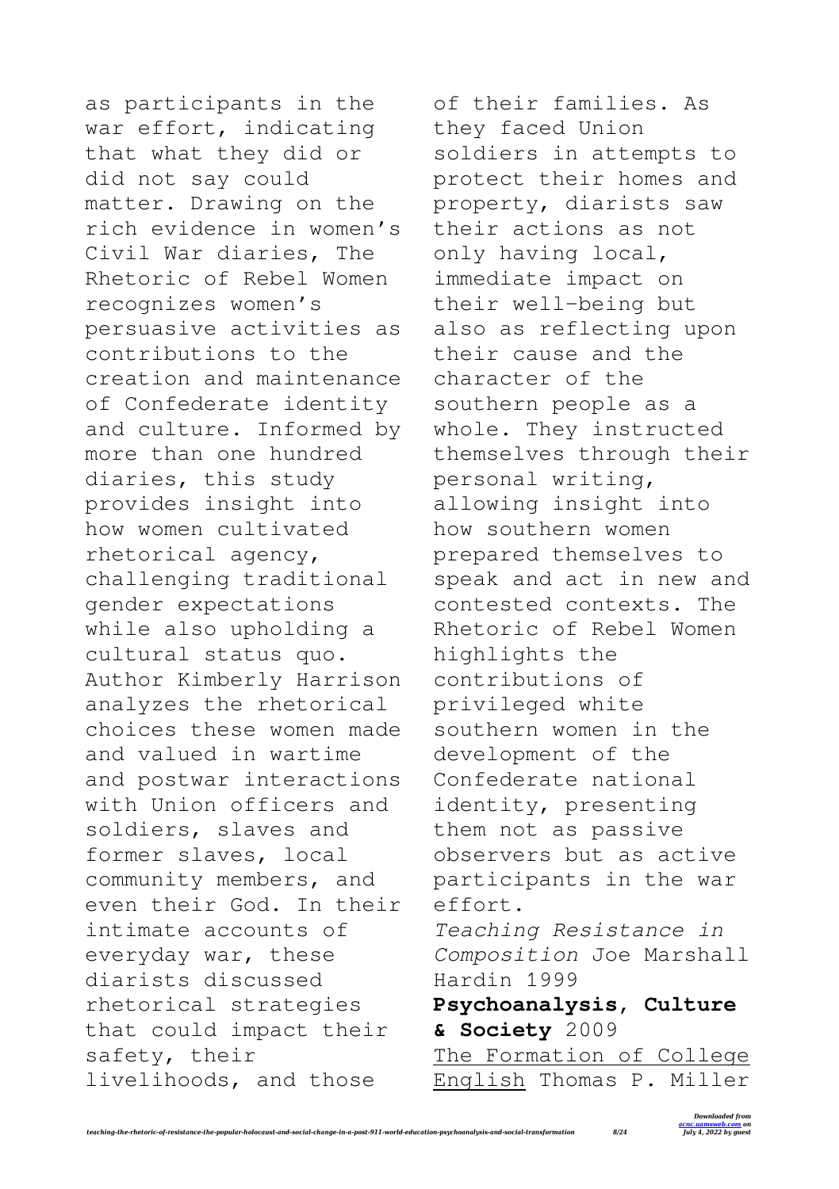as participants in the war effort, indicating that what they did or did not say could matter. Drawing on the rich evidence in women's Civil War diaries, The Rhetoric of Rebel Women recognizes women's persuasive activities as contributions to the creation and maintenance of Confederate identity and culture. Informed by more than one hundred diaries, this study provides insight into how women cultivated rhetorical agency, challenging traditional gender expectations while also upholding a cultural status quo. Author Kimberly Harrison analyzes the rhetorical choices these women made and valued in wartime and postwar interactions with Union officers and soldiers, slaves and former slaves, local community members, and even their God. In their intimate accounts of everyday war, these diarists discussed rhetorical strategies that could impact their safety, their livelihoods, and those of their families. As they faced Union soldiers in attempts to protect their homes and property, diarists saw their actions as not only having local, immediate impact on their well-being but also as reflecting upon their cause and the character of the southern people as a whole. They instructed themselves through their personal writing, allowing insight into how southern women prepared themselves to speak and act in new and contested contexts. The Rhetoric of Rebel Women highlights the contributions of privileged white southern women in the development of the Confederate national identity, presenting them not as passive observers but as active participants in the war effort.

*Teaching Resistance in Composition* Joe Marshall Hardin 1999

**Psychoanalysis, Culture & Society** 2009

The Formation of College English Thomas P. Miller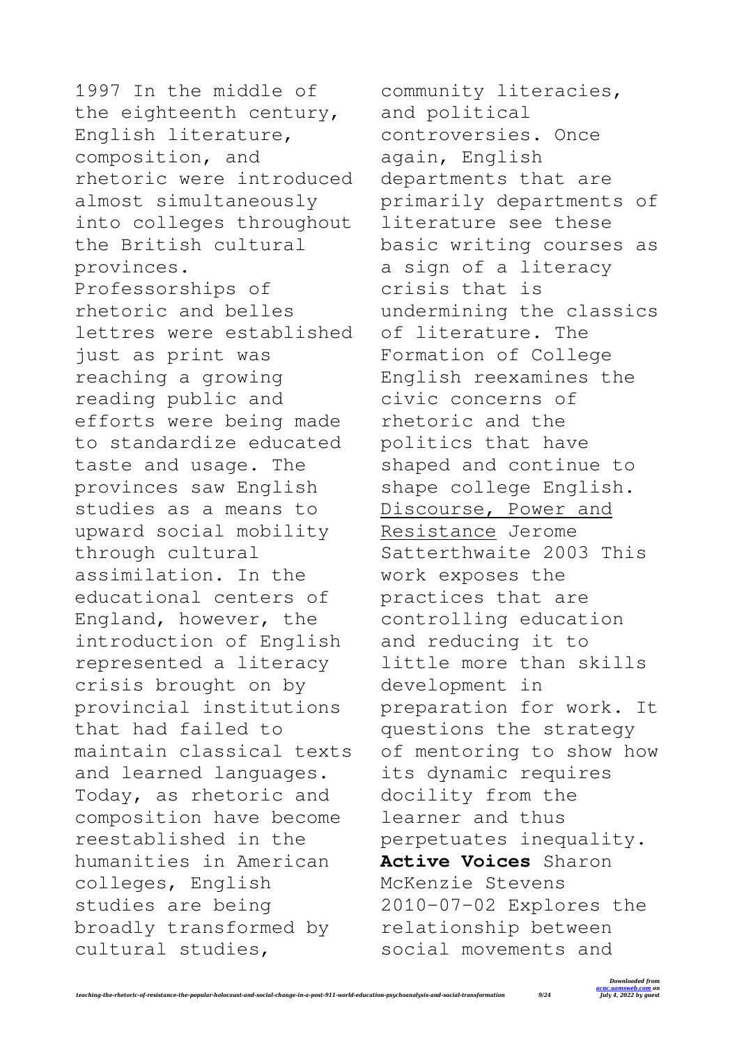1997 In the middle of the eighteenth century, English literature, composition, and rhetoric were introduced almost simultaneously into colleges throughout the British cultural provinces. Professorships of rhetoric and belles lettres were established just as print was reaching a growing reading public and efforts were being made to standardize educated taste and usage. The provinces saw English studies as a means to upward social mobility through cultural assimilation. In the educational centers of England, however, the introduction of English represented a literacy crisis brought on by provincial institutions that had failed to maintain classical texts and learned languages. Today, as rhetoric and composition have become reestablished in the humanities in American colleges, English studies are being broadly transformed by cultural studies, community literacies, and political controversies. Once again, English departments that are primarily departments of literature see these basic writing courses as a sign of a literacy crisis that is undermining the classics of literature. The Formation of College English reexamines the civic concerns of rhetoric and the politics that have shaped and continue to shape college English.

Discourse, Power and Resistance Jerome Satterthwaite 2003 This work exposes the practices that are controlling education and reducing it to little more than skills development in preparation for work. It questions the strategy of mentoring to show how its dynamic requires docility from the learner and thus perpetuates inequality.

**Active Voices** Sharon McKenzie Stevens 2010-07-02 Explores the relationship between social movements and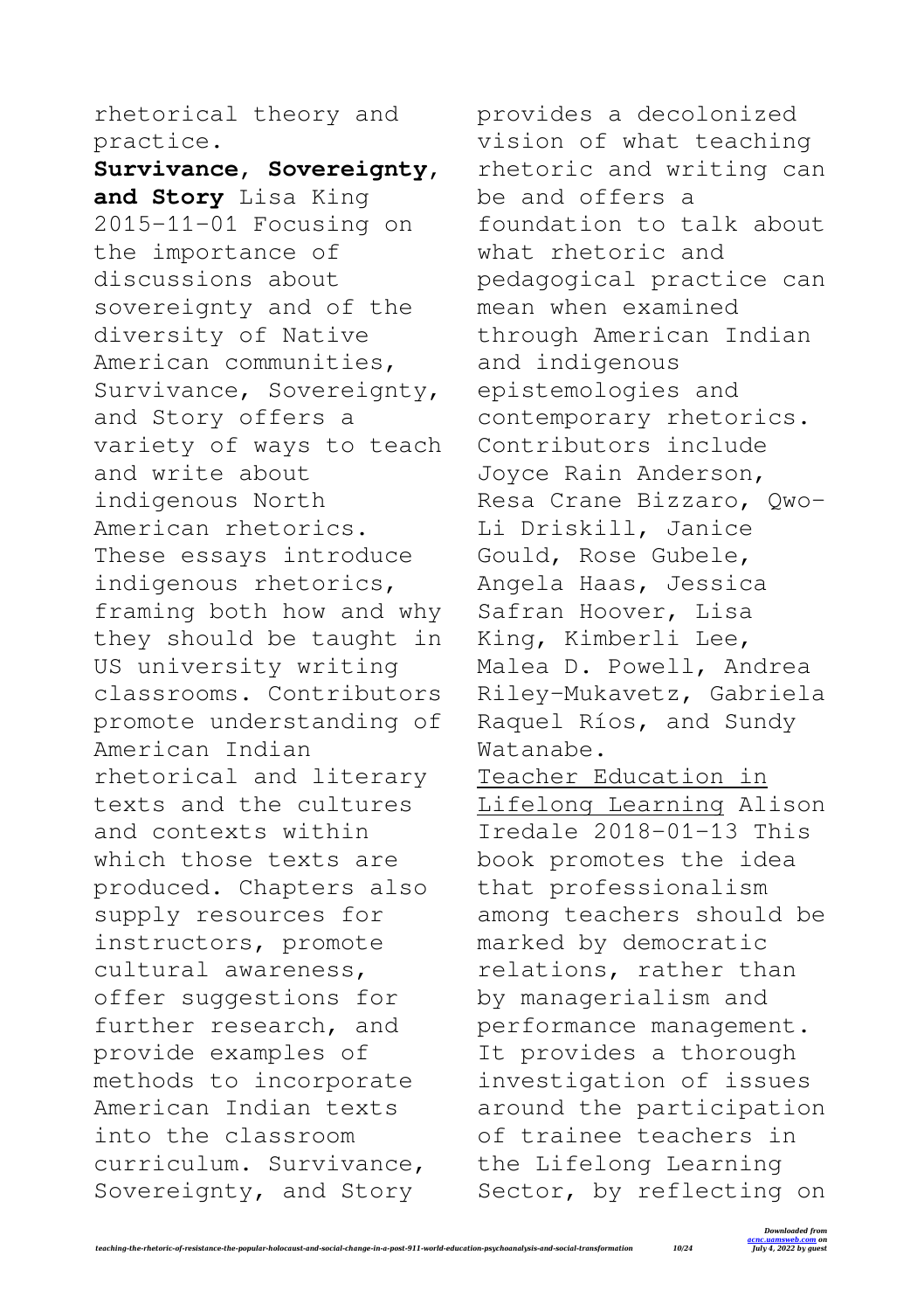rhetorical theory and practice.

**Survivance, Sovereignty, and Story** Lisa King 2015-11-01 Focusing on the importance of discussions about sovereignty and of the diversity of Native American communities, Survivance, Sovereignty, and Story offers a variety of ways to teach and write about indigenous North American rhetorics. These essays introduce indigenous rhetorics, framing both how and why they should be taught in US university writing classrooms. Contributors promote understanding of American Indian rhetorical and literary texts and the cultures and contexts within which those texts are produced. Chapters also supply resources for instructors, promote cultural awareness, offer suggestions for further research, and provide examples of methods to incorporate American Indian texts into the classroom curriculum. Survivance, Sovereignty, and Story provides a decolonized vision of what teaching rhetoric and writing can be and offers a foundation to talk about what rhetoric and pedagogical practice can mean when examined through American Indian and indigenous epistemologies and contemporary rhetorics. Contributors include Joyce Rain Anderson, Resa Crane Bizzaro, Qwo-Li Driskill, Janice Gould, Rose Gubele, Angela Haas, Jessica Safran Hoover, Lisa King, Kimberli Lee, Malea D. Powell, Andrea Riley-Mukavetz, Gabriela Raquel Ríos, and Sundy Watanabe.

Teacher Education in Lifelong Learning Alison Iredale 2018-01-13 This book promotes the idea that professionalism among teachers should be marked by democratic relations, rather than by managerialism and performance management. It provides a thorough investigation of issues around the participation of trainee teachers in the Lifelong Learning Sector, by reflecting on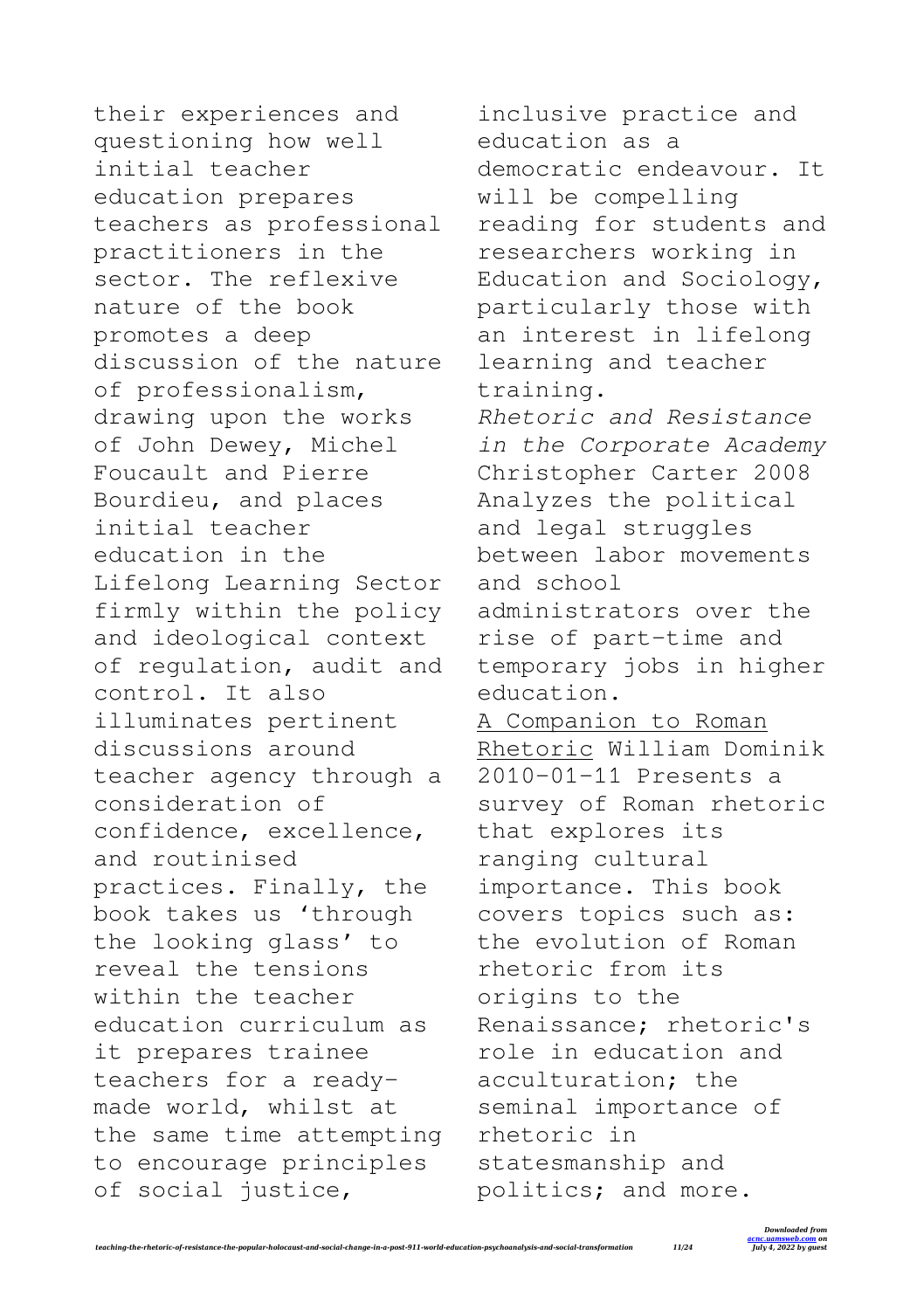their experiences and questioning how well initial teacher education prepares teachers as professional practitioners in the sector. The reflexive nature of the book promotes a deep discussion of the nature of professionalism, drawing upon the works of John Dewey, Michel Foucault and Pierre Bourdieu, and places initial teacher education in the Lifelong Learning Sector firmly within the policy and ideological context of regulation, audit and control. It also illuminates pertinent discussions around teacher agency through a consideration of confidence, excellence, and routinised practices. Finally, the book takes us 'through the looking glass' to reveal the tensions within the teacher education curriculum as it prepares trainee teachers for a ready-made world, whilst at the same time attempting to encourage principles of social justice, inclusive practice and education as a democratic endeavour. It will be compelling reading for students and researchers working in Education and Sociology, particularly those with an interest in lifelong learning and teacher training.

*Rhetoric and Resistance in the Corporate Academy* Christopher Carter 2008 Analyzes the political and legal struggles between labor movements and school administrators over the rise of part-time and temporary jobs in higher education.

A Companion to Roman Rhetoric William Dominik 2010-01-11 Presents a survey of Roman rhetoric that explores its ranging cultural importance. This book covers topics such as: the evolution of Roman rhetoric from its origins to the Renaissance; rhetoric's role in education and acculturation; the seminal importance of rhetoric in statesmanship and politics; and more.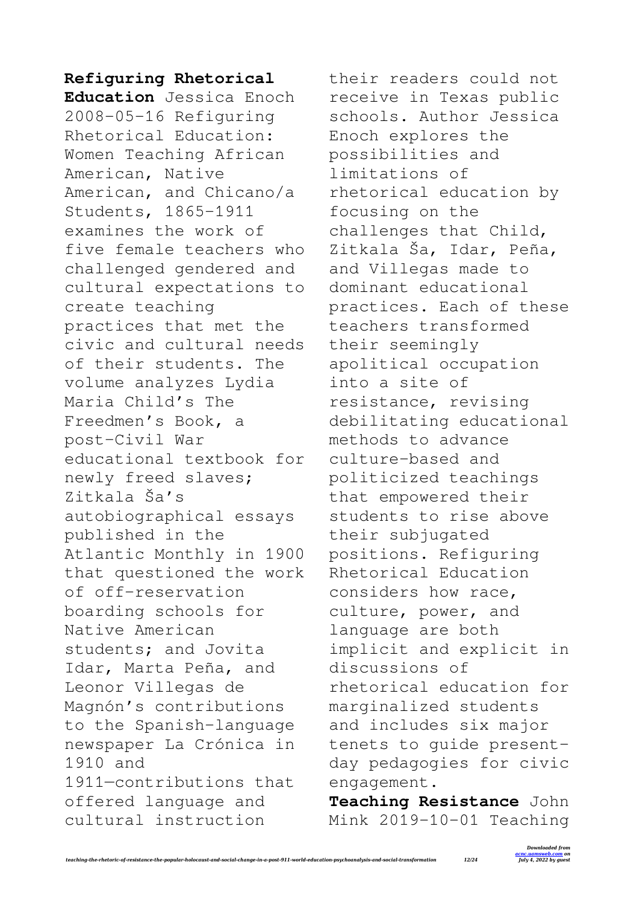**Refiguring Rhetorical Education** Jessica Enoch 2008-05-16 Refiguring Rhetorical Education: Women Teaching African American, Native American, and Chicano/a Students, 1865–1911 examines the work of five female teachers who challenged gendered and cultural expectations to create teaching practices that met the civic and cultural needs of their students. The volume analyzes Lydia Maria Child's The Freedmen's Book, a post–Civil War educational textbook for newly freed slaves; Zitkala Ša's autobiographical essays published in the Atlantic Monthly in 1900 that questioned the work of off-reservation boarding schools for Native American students; and Jovita Idar, Marta Peña, and Leonor Villegas de Magnón's contributions to the Spanish-language newspaper La Crónica in 1910 and 1911—contributions that offered language and cultural instruction their readers could not receive in Texas public schools. Author Jessica Enoch explores the possibilities and limitations of rhetorical education by focusing on the challenges that Child, Zitkala Ša, Idar, Peña, and Villegas made to dominant educational practices. Each of these teachers transformed their seemingly apolitical occupation into a site of resistance, revising debilitating educational methods to advance culture-based and politicized teachings that empowered their students to rise above their subjugated positions. Refiguring Rhetorical Education considers how race, culture, power, and language are both implicit and explicit in discussions of rhetorical education for marginalized students and includes six major tenets to guide present-day pedagogies for civic engagement.

**Teaching Resistance** John Mink 2019-10-01 Teaching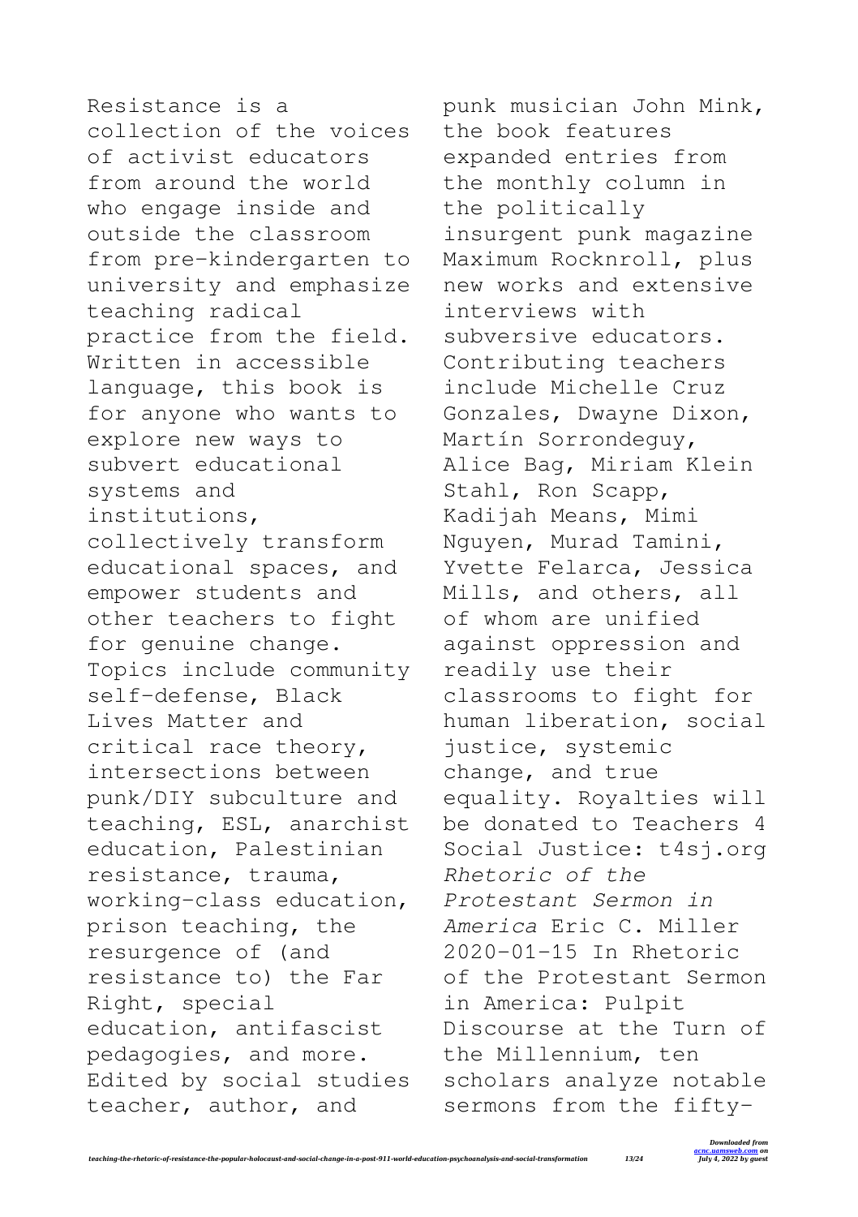Resistance is a collection of the voices of activist educators from around the world who engage inside and outside the classroom from pre-kindergarten to university and emphasize teaching radical practice from the field. Written in accessible language, this book is for anyone who wants to explore new ways to subvert educational systems and institutions, collectively transform educational spaces, and empower students and other teachers to fight for genuine change. Topics include community self-defense, Black Lives Matter and critical race theory, intersections between punk/DIY subculture and teaching, ESL, anarchist education, Palestinian resistance, trauma, working-class education, prison teaching, the resurgence of (and resistance to) the Far Right, special education, antifascist pedagogies, and more. Edited by social studies teacher, author, and punk musician John Mink, the book features expanded entries from the monthly column in the politically insurgent punk magazine Maximum Rocknroll, plus new works and extensive interviews with subversive educators. Contributing teachers include Michelle Cruz Gonzales, Dwayne Dixon, Martín Sorrondeguy, Alice Bag, Miriam Klein Stahl, Ron Scapp, Kadijah Means, Mimi Nguyen, Murad Tamini, Yvette Felarca, Jessica Mills, and others, all of whom are unified against oppression and readily use their classrooms to fight for human liberation, social justice, systemic change, and true equality. Royalties will be donated to Teachers 4 Social Justice: t4sj.org

*Rhetoric of the Protestant Sermon in America* Eric C. Miller 2020-01-15 In Rhetoric of the Protestant Sermon in America: Pulpit Discourse at the Turn of the Millennium, ten scholars analyze notable sermons from the fifty-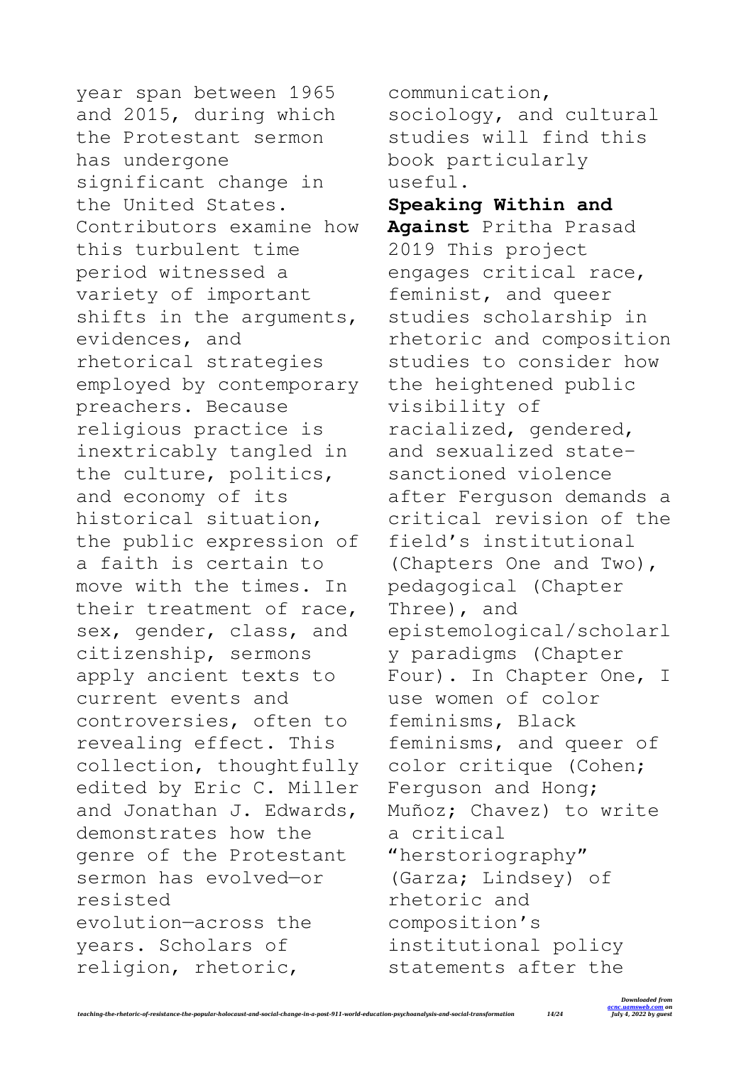year span between 1965 and 2015, during which the Protestant sermon has undergone significant change in the United States. Contributors examine how this turbulent time period witnessed a variety of important shifts in the arguments, evidences, and rhetorical strategies employed by contemporary preachers. Because religious practice is inextricably tangled in the culture, politics, and economy of its historical situation, the public expression of a faith is certain to move with the times. In their treatment of race, sex, gender, class, and citizenship, sermons apply ancient texts to current events and controversies, often to revealing effect. This collection, thoughtfully edited by Eric C. Miller and Jonathan J. Edwards, demonstrates how the genre of the Protestant sermon has evolved—or resisted evolution—across the years. Scholars of religion, rhetoric, communication, sociology, and cultural studies will find this book particularly useful.

**Speaking Within and Against** Pritha Prasad 2019 This project engages critical race, feminist, and queer studies scholarship in rhetoric and composition studies to consider how the heightened public visibility of racialized, gendered, and sexualized state-sanctioned violence after Ferguson demands a critical revision of the field's institutional (Chapters One and Two), pedagogical (Chapter Three), and epistemological/scholarly paradigms (Chapter Four). In Chapter One, I use women of color feminisms, Black feminisms, and queer of color critique (Cohen; Ferguson and Hong; Muñoz; Chavez) to write a critical "herstoriography" (Garza; Lindsey) of rhetoric and composition's institutional policy statements after the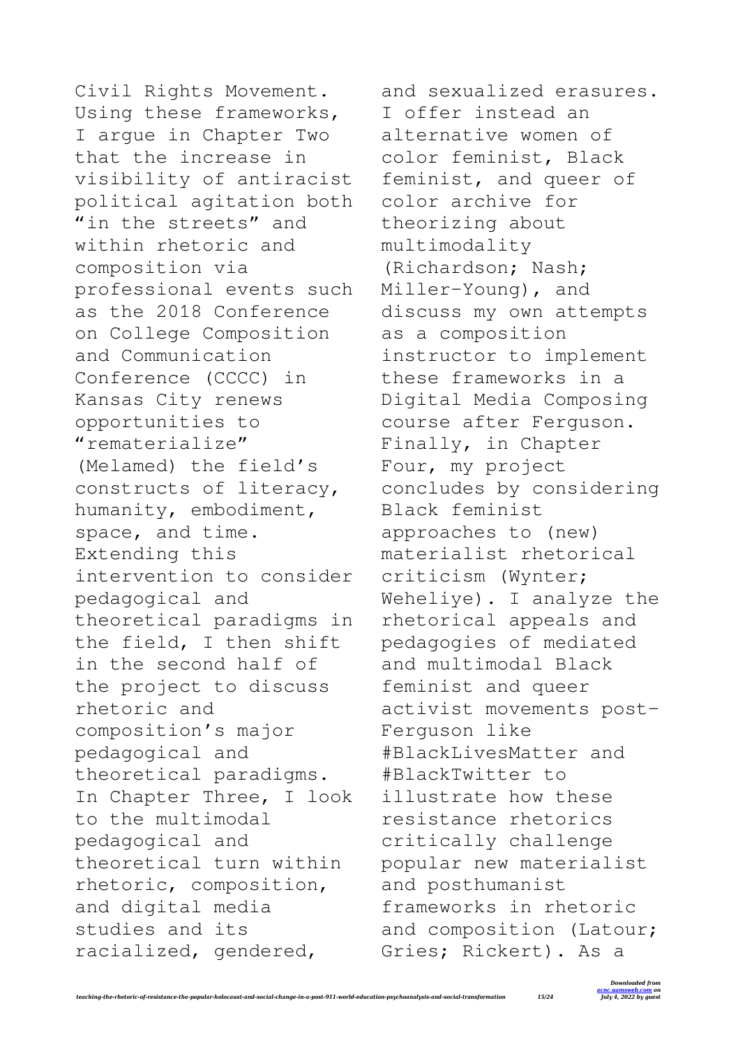Civil Rights Movement. Using these frameworks, I argue in Chapter Two that the increase in visibility of antiracist political agitation both "in the streets" and within rhetoric and composition via professional events such as the 2018 Conference on College Composition and Communication Conference (CCCC) in Kansas City renews opportunities to "rematerialize" (Melamed) the field's constructs of literacy, humanity, embodiment, space, and time. Extending this intervention to consider pedagogical and theoretical paradigms in the field, I then shift in the second half of the project to discuss rhetoric and composition's major pedagogical and theoretical paradigms. In Chapter Three, I look to the multimodal pedagogical and theoretical turn within rhetoric, composition, and digital media studies and its racialized, gendered, and sexualized erasures. I offer instead an alternative women of color feminist, Black feminist, and queer of color archive for theorizing about multimodality (Richardson; Nash; Miller-Young), and discuss my own attempts as a composition instructor to implement these frameworks in a Digital Media Composing course after Ferguson. Finally, in Chapter Four, my project concludes by considering Black feminist approaches to (new) materialist rhetorical criticism (Wynter; Weheliye). I analyze the rhetorical appeals and pedagogies of mediated and multimodal Black feminist and queer activist movements post-Ferguson like #BlackLivesMatter and #BlackTwitter to illustrate how these resistance rhetorics critically challenge popular new materialist and posthumanist frameworks in rhetoric and composition (Latour; Gries; Rickert). As a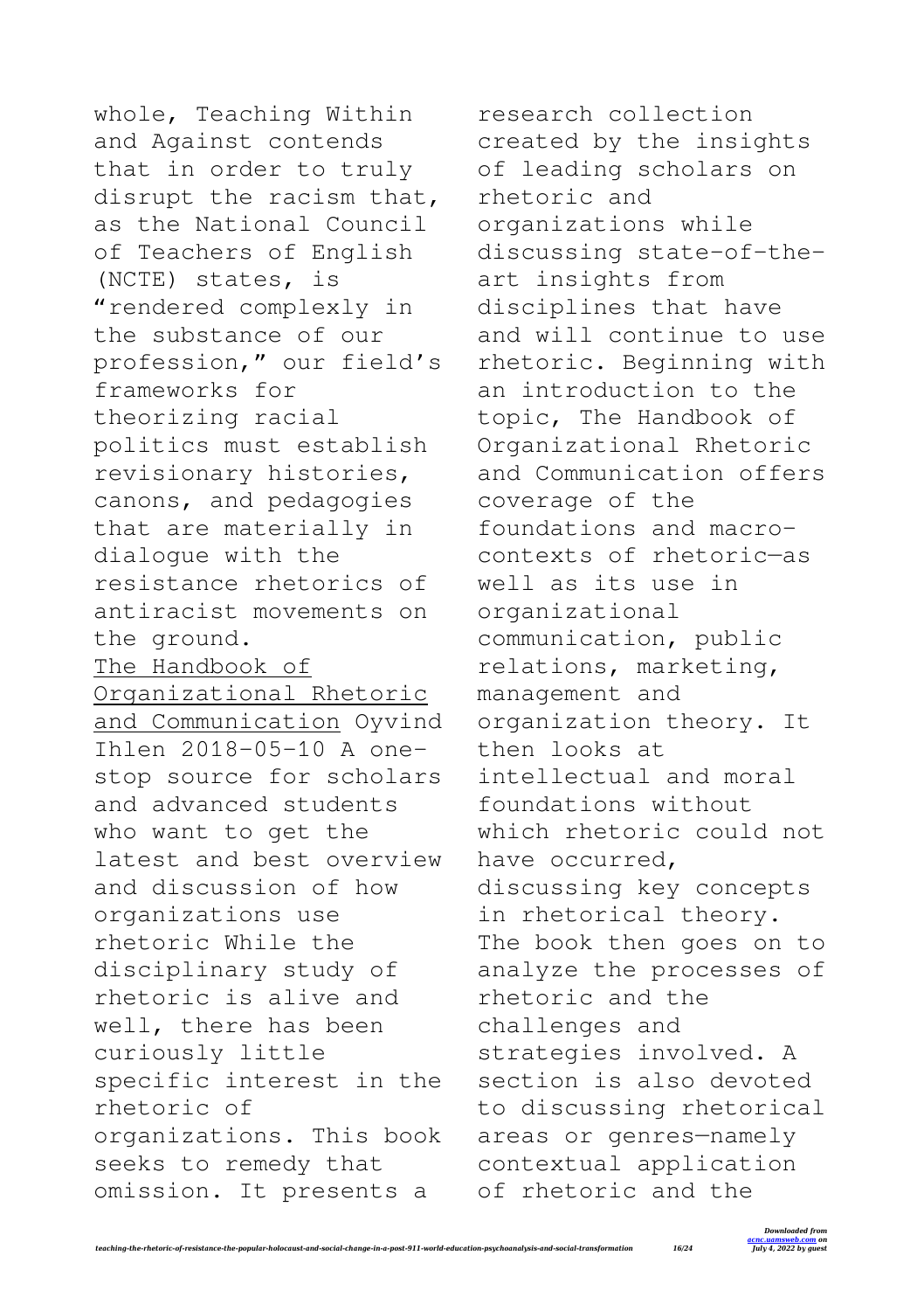whole, Teaching Within and Against contends that in order to truly disrupt the racism that, as the National Council of Teachers of English (NCTE) states, is "rendered complexly in the substance of our profession," our field's frameworks for theorizing racial politics must establish revisionary histories, canons, and pedagogies that are materially in dialogue with the resistance rhetorics of antiracist movements on the ground.

The Handbook of Organizational Rhetoric and Communication Oyvind Ihlen 2018-05-10 A one-stop source for scholars and advanced students who want to get the latest and best overview and discussion of how organizations use rhetoric While the disciplinary study of rhetoric is alive and well, there has been curiously little specific interest in the rhetoric of organizations. This book seeks to remedy that omission. It presents a research collection created by the insights of leading scholars on rhetoric and organizations while discussing state-of-the-art insights from disciplines that have and will continue to use rhetoric. Beginning with an introduction to the topic, The Handbook of Organizational Rhetoric and Communication offers coverage of the foundations and macro-contexts of rhetoric—as well as its use in organizational communication, public relations, marketing, management and organization theory. It then looks at intellectual and moral foundations without which rhetoric could not have occurred, discussing key concepts in rhetorical theory. The book then goes on to analyze the processes of rhetoric and the challenges and strategies involved. A section is also devoted to discussing rhetorical areas or genres—namely contextual application of rhetoric and the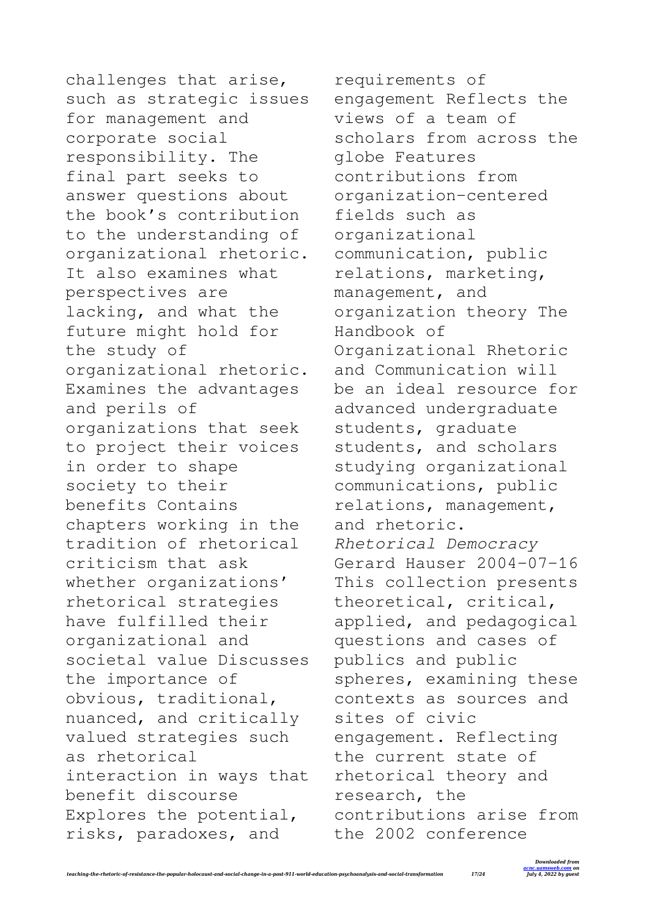challenges that arise, such as strategic issues for management and corporate social responsibility. The final part seeks to answer questions about the book's contribution to the understanding of organizational rhetoric. It also examines what perspectives are lacking, and what the future might hold for the study of organizational rhetoric. Examines the advantages and perils of organizations that seek to project their voices in order to shape society to their benefits Contains chapters working in the tradition of rhetorical criticism that ask whether organizations' rhetorical strategies have fulfilled their organizational and societal value Discusses the importance of obvious, traditional, nuanced, and critically valued strategies such as rhetorical interaction in ways that benefit discourse Explores the potential, risks, paradoxes, and requirements of engagement Reflects the views of a team of scholars from across the globe Features contributions from organization-centered fields such as organizational communication, public relations, marketing, management, and organization theory The Handbook of Organizational Rhetoric and Communication will be an ideal resource for advanced undergraduate students, graduate students, and scholars studying organizational communications, public relations, management, and rhetoric.

*Rhetorical Democracy* Gerard Hauser 2004-07-16 This collection presents theoretical, critical, applied, and pedagogical questions and cases of publics and public spheres, examining these contexts as sources and sites of civic engagement. Reflecting the current state of rhetorical theory and research, the contributions arise from the 2002 conference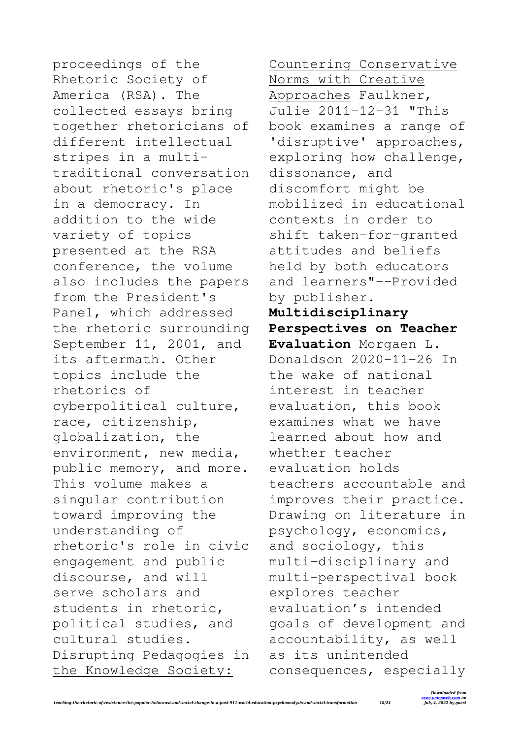proceedings of the Rhetoric Society of America (RSA). The collected essays bring together rhetoricians of different intellectual stripes in a multi-traditional conversation about rhetoric's place in a democracy. In addition to the wide variety of topics presented at the RSA conference, the volume also includes the papers from the President's Panel, which addressed the rhetoric surrounding September 11, 2001, and its aftermath. Other topics include the rhetorics of cyberpolitical culture, race, citizenship, globalization, the environment, new media, public memory, and more. This volume makes a singular contribution toward improving the understanding of rhetoric's role in civic engagement and public discourse, and will serve scholars and students in rhetoric, political studies, and cultural studies.

Disrupting Pedagogies in the Knowledge Society: Countering Conservative Norms with Creative Approaches Faulkner, Julie 2011-12-31 "This book examines a range of 'disruptive' approaches, exploring how challenge, dissonance, and discomfort might be mobilized in educational contexts in order to shift taken-for-granted attitudes and beliefs held by both educators and learners"--Provided by publisher.

**Multidisciplinary Perspectives on Teacher Evaluation** Morgaen L. Donaldson 2020-11-26 In the wake of national interest in teacher evaluation, this book examines what we have learned about how and whether teacher evaluation holds teachers accountable and improves their practice. Drawing on literature in psychology, economics, and sociology, this multi-disciplinary and multi-perspectival book explores teacher evaluation's intended goals of development and accountability, as well as its unintended consequences, especially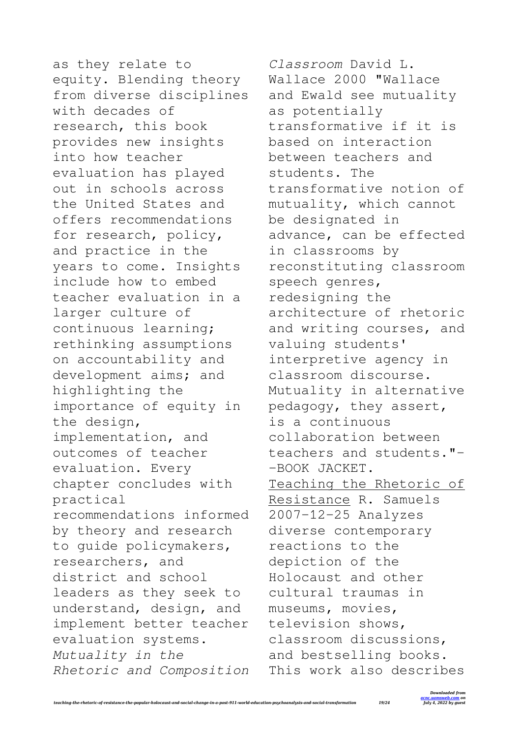as they relate to equity. Blending theory from diverse disciplines with decades of research, this book provides new insights into how teacher evaluation has played out in schools across the United States and offers recommendations for research, policy, and practice in the years to come. Insights include how to embed teacher evaluation in a larger culture of continuous learning; rethinking assumptions on accountability and development aims; and highlighting the importance of equity in the design, implementation, and outcomes of teacher evaluation. Every chapter concludes with practical recommendations informed by theory and research to guide policymakers, researchers, and district and school leaders as they seek to understand, design, and implement better teacher evaluation systems.

*Mutuality in the Rhetoric and Composition Classroom* David L. Wallace 2000 "Wallace and Ewald see mutuality as potentially transformative if it is based on interaction between teachers and students. The transformative notion of mutuality, which cannot be designated in advance, can be effected in classrooms by reconstituting classroom speech genres, redesigning the architecture of rhetoric and writing courses, and valuing students' interpretive agency in classroom discourse. Mutuality in alternative pedagogy, they assert, is a continuous collaboration between teachers and students."--BOOK JACKET.

Teaching the Rhetoric of Resistance R. Samuels 2007-12-25 Analyzes diverse contemporary reactions to the depiction of the Holocaust and other cultural traumas in museums, movies, television shows, classroom discussions, and bestselling books. This work also describes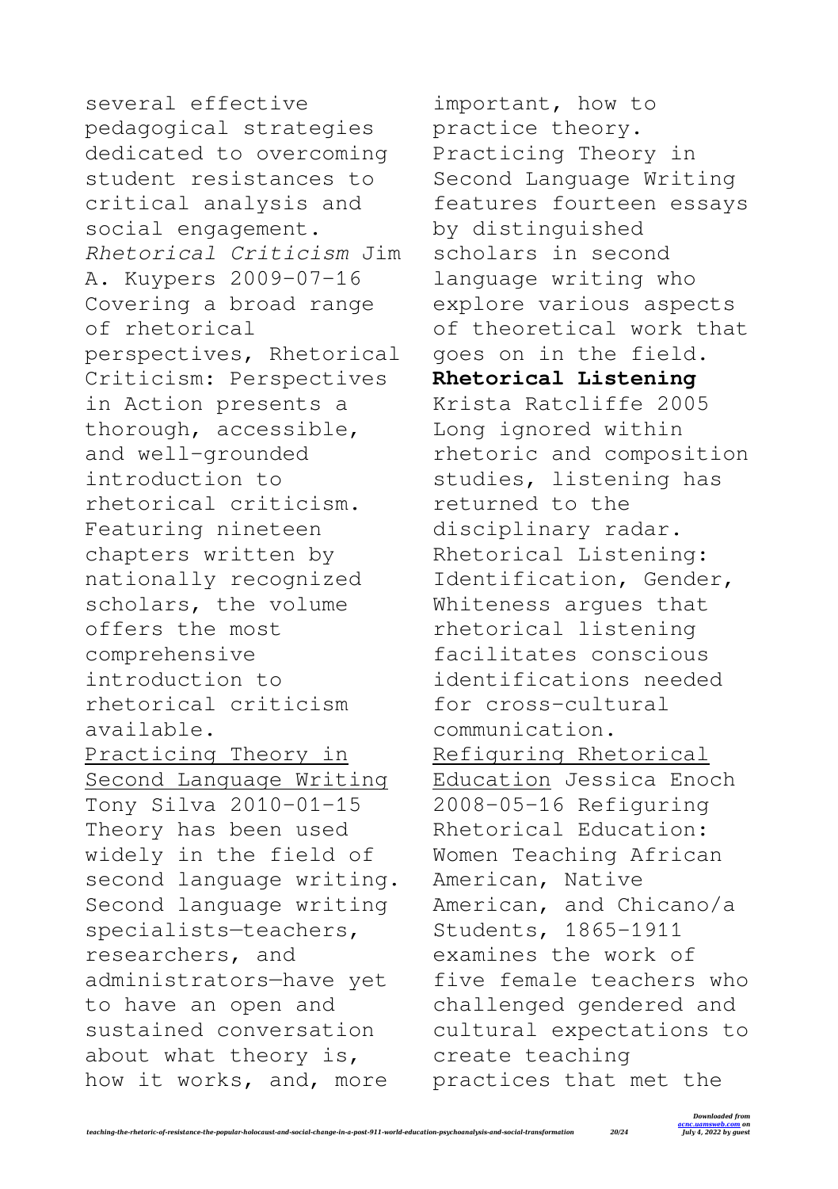several effective pedagogical strategies dedicated to overcoming student resistances to critical analysis and social engagement.

*Rhetorical Criticism* Jim A. Kuypers 2009-07-16 Covering a broad range of rhetorical perspectives, Rhetorical Criticism: Perspectives in Action presents a thorough, accessible, and well-grounded introduction to rhetorical criticism. Featuring nineteen chapters written by nationally recognized scholars, the volume offers the most comprehensive introduction to rhetorical criticism available.

Practicing Theory in Second Language Writing Tony Silva 2010-01-15 Theory has been used widely in the field of second language writing. Second language writing specialists—teachers, researchers, and administrators—have yet to have an open and sustained conversation about what theory is, how it works, and, more important, how to practice theory. Practicing Theory in Second Language Writing features fourteen essays by distinguished scholars in second language writing who explore various aspects of theoretical work that goes on in the field.

**Rhetorical Listening** Krista Ratcliffe 2005 Long ignored within rhetoric and composition studies, listening has returned to the disciplinary radar. Rhetorical Listening: Identification, Gender, Whiteness argues that rhetorical listening facilitates conscious identifications needed for cross-cultural communication.

Refiguring Rhetorical Education Jessica Enoch 2008-05-16 Refiguring Rhetorical Education: Women Teaching African American, Native American, and Chicano/a Students, 1865-1911 examines the work of five female teachers who challenged gendered and cultural expectations to create teaching practices that met the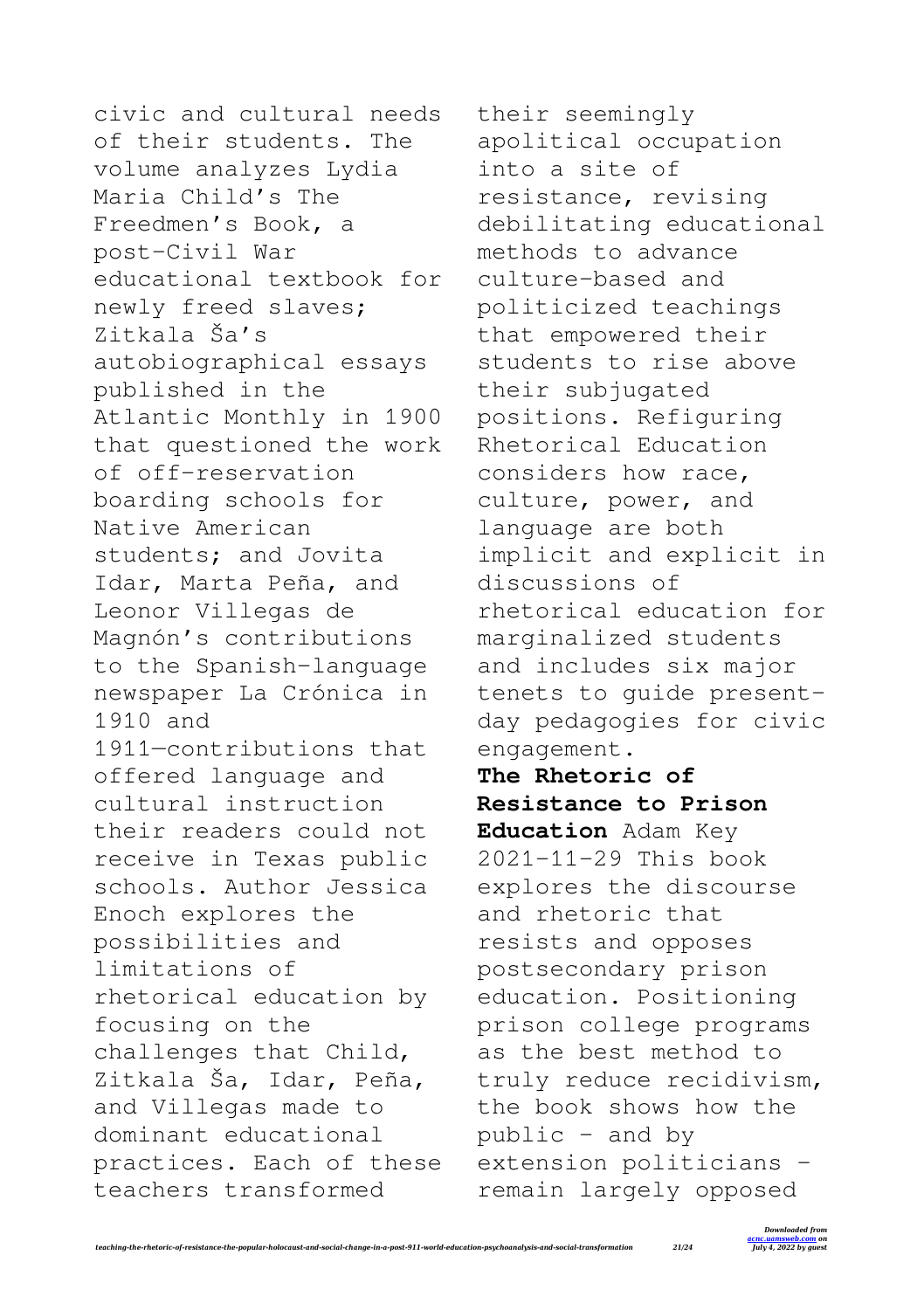civic and cultural needs of their students. The volume analyzes Lydia Maria Child's The Freedmen's Book, a post–Civil War educational textbook for newly freed slaves; Zitkala Ša's autobiographical essays published in the Atlantic Monthly in 1900 that questioned the work of off-reservation boarding schools for Native American students; and Jovita Idar, Marta Peña, and Leonor Villegas de Magnón's contributions to the Spanish-language newspaper La Crónica in 1910 and 1911—contributions that offered language and cultural instruction their readers could not receive in Texas public schools. Author Jessica Enoch explores the possibilities and limitations of rhetorical education by focusing on the challenges that Child, Zitkala Ša, Idar, Peña, and Villegas made to dominant educational practices. Each of these teachers transformed their seemingly apolitical occupation into a site of resistance, revising debilitating educational methods to advance culture-based and politicized teachings that empowered their students to rise above their subjugated positions. Refiguring Rhetorical Education considers how race, culture, power, and language are both implicit and explicit in discussions of rhetorical education for marginalized students and includes six major tenets to guide present-day pedagogies for civic engagement.

**The Rhetoric of Resistance to Prison Education** Adam Key 2021-11-29 This book explores the discourse and rhetoric that resists and opposes postsecondary prison education. Positioning prison college programs as the best method to truly reduce recidivism, the book shows how the public – and by extension politicians – remain largely opposed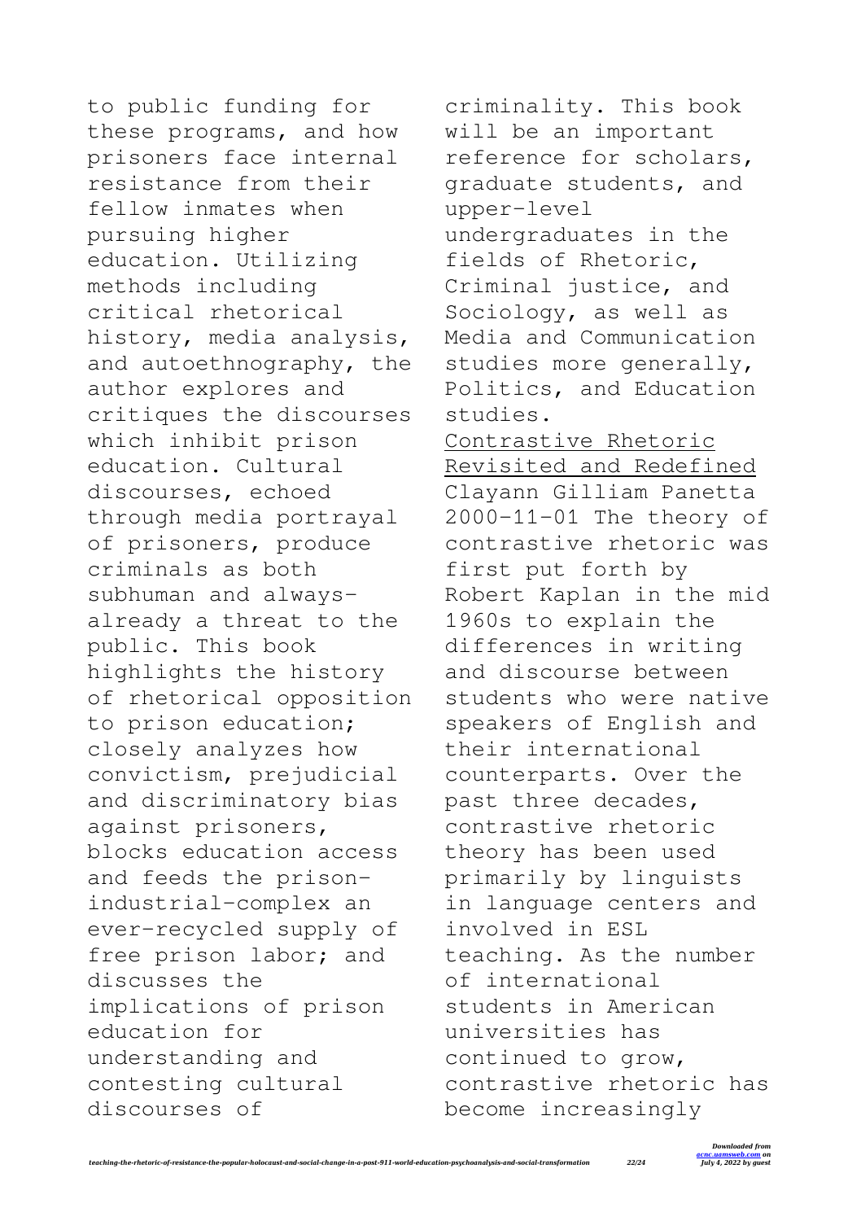to public funding for these programs, and how prisoners face internal resistance from their fellow inmates when pursuing higher education. Utilizing methods including critical rhetorical history, media analysis, and autoethnography, the author explores and critiques the discourses which inhibit prison education. Cultural discourses, echoed through media portrayal of prisoners, produce criminals as both subhuman and always-already a threat to the public. This book highlights the history of rhetorical opposition to prison education; closely analyzes how convictism, prejudicial and discriminatory bias against prisoners, blocks education access and feeds the prison-industrial-complex an ever-recycled supply of free prison labor; and discusses the implications of prison education for understanding and contesting cultural discourses of criminality. This book will be an important reference for scholars, graduate students, and upper-level undergraduates in the fields of Rhetoric, Criminal justice, and Sociology, as well as Media and Communication studies more generally, Politics, and Education studies.

Contrastive Rhetoric Revisited and Redefined Clayann Gilliam Panetta 2000-11-01 The theory of contrastive rhetoric was first put forth by Robert Kaplan in the mid 1960s to explain the differences in writing and discourse between students who were native speakers of English and their international counterparts. Over the past three decades, contrastive rhetoric theory has been used primarily by linguists in language centers and involved in ESL teaching. As the number of international students in American universities has continued to grow, contrastive rhetoric has become increasingly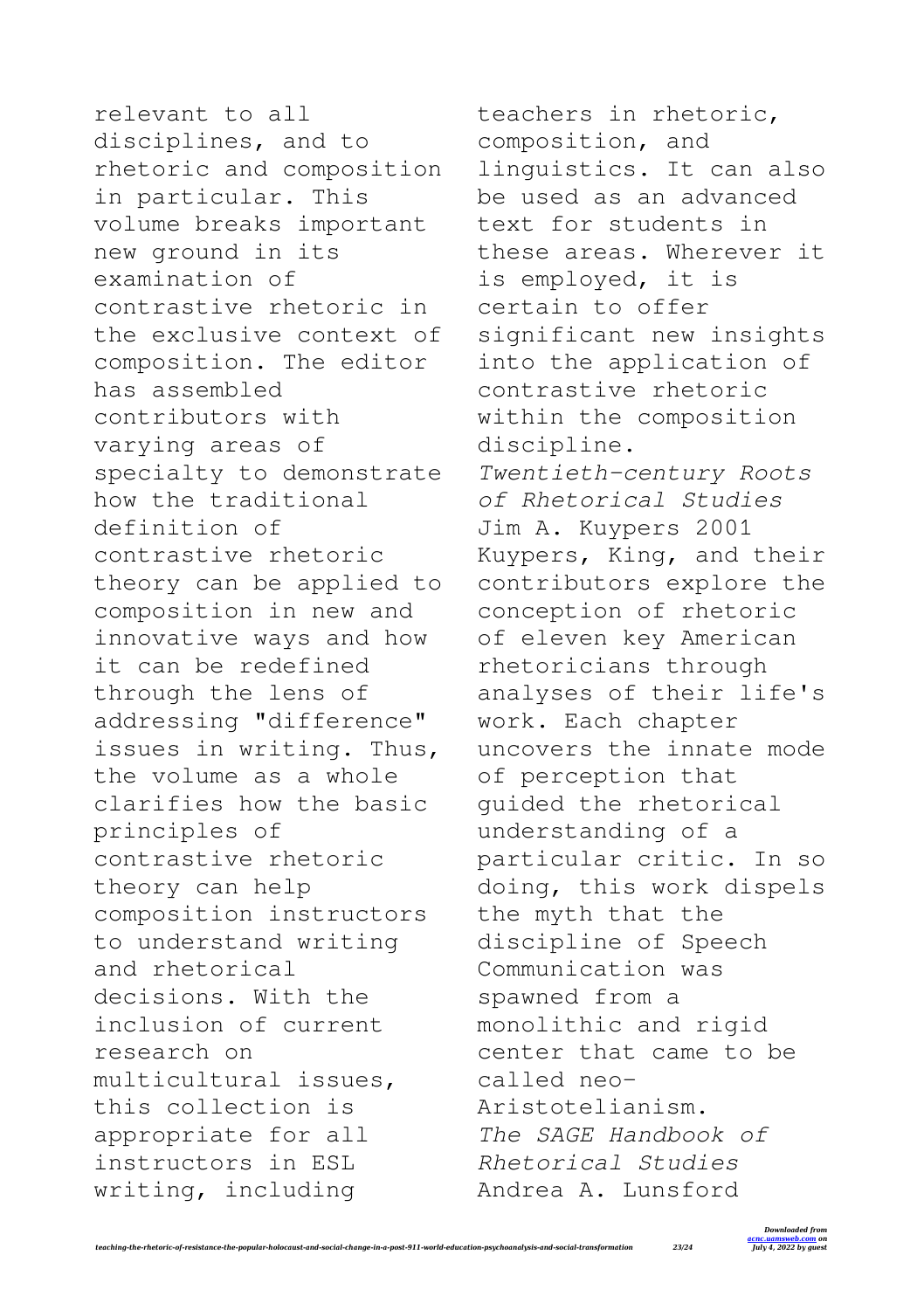relevant to all disciplines, and to rhetoric and composition in particular. This volume breaks important new ground in its examination of contrastive rhetoric in the exclusive context of composition. The editor has assembled contributors with varying areas of specialty to demonstrate how the traditional definition of contrastive rhetoric theory can be applied to composition in new and innovative ways and how it can be redefined through the lens of addressing "difference" issues in writing. Thus, the volume as a whole clarifies how the basic principles of contrastive rhetoric theory can help composition instructors to understand writing and rhetorical decisions. With the inclusion of current research on multicultural issues, this collection is appropriate for all instructors in ESL writing, including teachers in rhetoric, composition, and linguistics. It can also be used as an advanced text for students in these areas. Wherever it is employed, it is certain to offer significant new insights into the application of contrastive rhetoric within the composition discipline.

*Twentieth-century Roots of Rhetorical Studies*
Jim A. Kuypers 2001
Kuypers, King, and their contributors explore the conception of rhetoric of eleven key American rhetoricians through analyses of their life's work. Each chapter uncovers the innate mode of perception that guided the rhetorical understanding of a particular critic. In so doing, this work dispels the myth that the discipline of Speech Communication was spawned from a monolithic and rigid center that came to be called neo-Aristotelianism.

*The SAGE Handbook of Rhetorical Studies*
Andrea A. Lunsford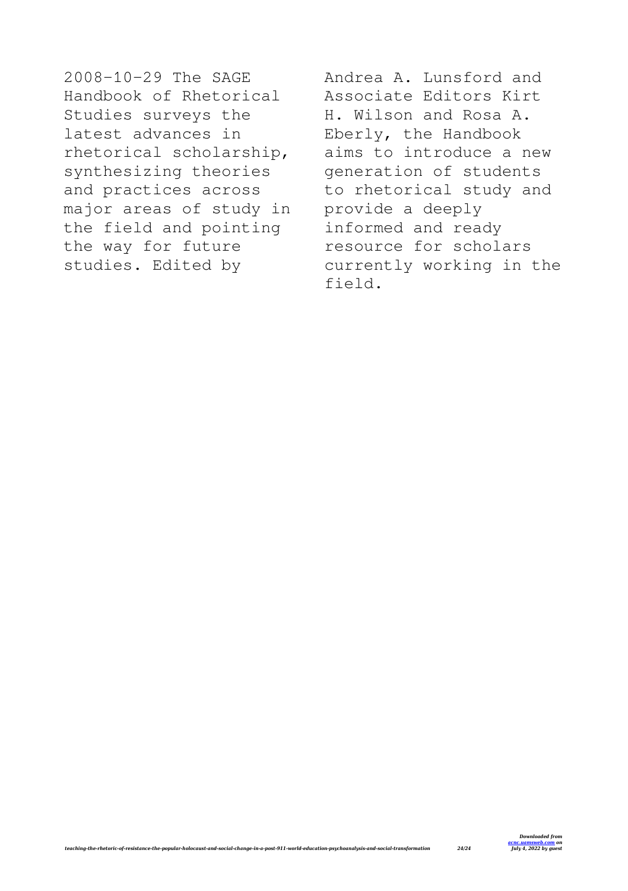2008-10-29 The SAGE Handbook of Rhetorical Studies surveys the latest advances in rhetorical scholarship, synthesizing theories and practices across major areas of study in the field and pointing the way for future studies. Edited by Andrea A. Lunsford and Associate Editors Kirt H. Wilson and Rosa A. Eberly, the Handbook aims to introduce a new generation of students to rhetorical study and provide a deeply informed and ready resource for scholars currently working in the field.